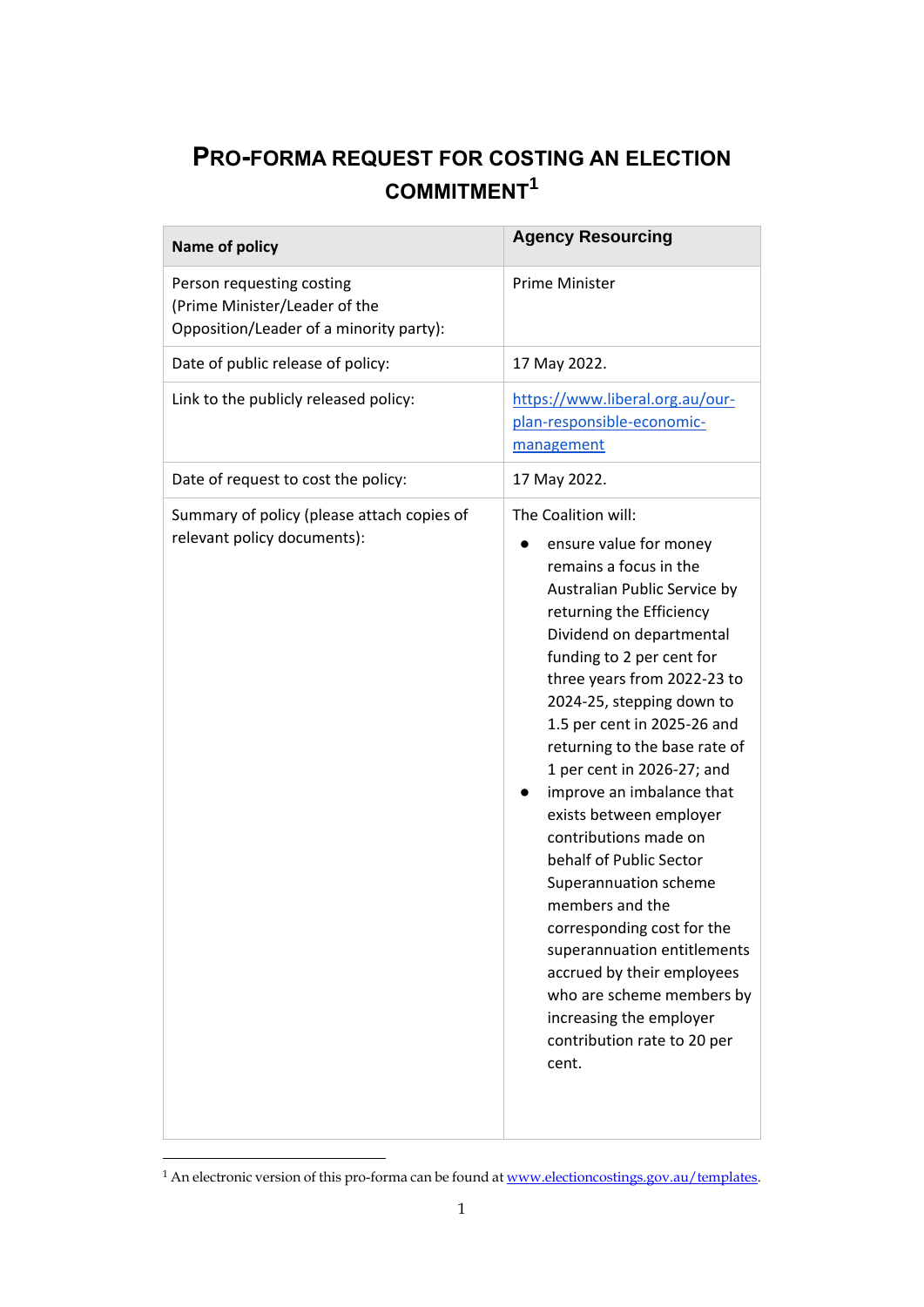# PRO-FORMA REQUEST FOR COSTING AN ELECTION COMMITMENT[1]

| Name of policy | Agency Resourcing |
|---|---|
| Person requesting costing (Prime Minister/Leader of the Opposition/Leader of a minority party): | Prime Minister |
| Date of public release of policy: | 17 May 2022. |
| Link to the publicly released policy: | [https://www.liberal.org.au/our-plan-responsible-economic-management](https://www.liberal.org.au/our-plan-responsible-economic-management) |
| Date of request to cost the policy: | 17 May 2022. |
| Summary of policy (please attach copies of relevant policy documents): | The Coalition will:<br>● ensure value for money remains a focus in the Australian Public Service by returning the Efficiency Dividend on departmental funding to 2 per cent for three years from 2022-23 to 2024-25, stepping down to 1.5 per cent in 2025-26 and returning to the base rate of 1 per cent in 2026-27; and<br>● improve an imbalance that exists between employer contributions made on behalf of Public Sector Superannuation scheme members and the corresponding cost for the superannuation entitlements accrued by their employees who are scheme members by increasing the employer contribution rate to 20 per cent. |

[1] An electronic version of this pro-forma can be found at [www.electioncostings.gov.au/templates](www.electioncostings.gov.au/templates).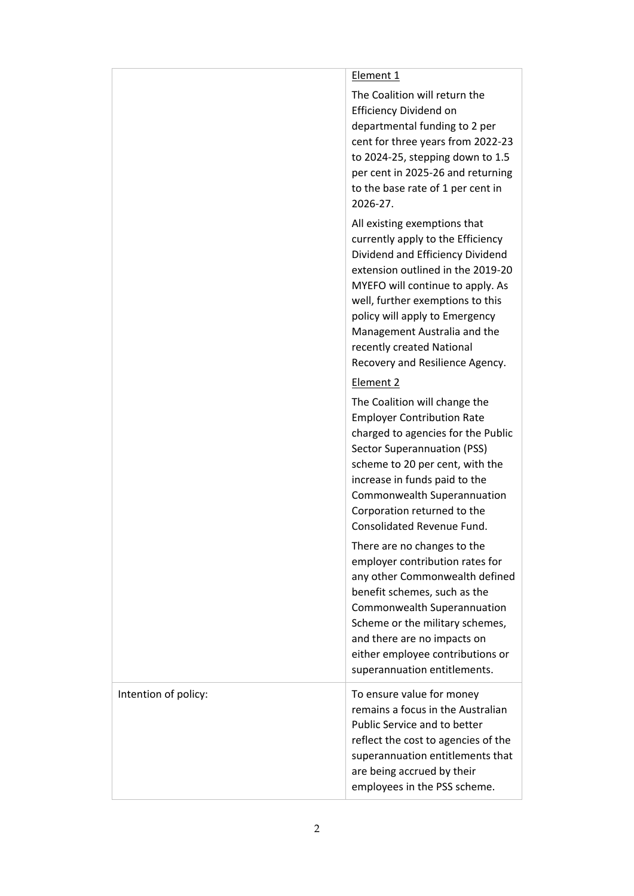| | |
|---|---|
| | Element 1<br><br>The Coalition will return the Efficiency Dividend on departmental funding to 2 per cent for three years from 2022-23 to 2024-25, stepping down to 1.5 per cent in 2025-26 and returning to the base rate of 1 per cent in 2026-27.<br><br>All existing exemptions that currently apply to the Efficiency Dividend and Efficiency Dividend extension outlined in the 2019-20 MYEFO will continue to apply. As well, further exemptions to this policy will apply to Emergency Management Australia and the recently created National Recovery and Resilience Agency.<br><br>Element 2<br><br>The Coalition will change the Employer Contribution Rate charged to agencies for the Public Sector Superannuation (PSS) scheme to 20 per cent, with the increase in funds paid to the Commonwealth Superannuation Corporation returned to the Consolidated Revenue Fund.<br><br>There are no changes to the employer contribution rates for any other Commonwealth defined benefit schemes, such as the Commonwealth Superannuation Scheme or the military schemes, and there are no impacts on either employee contributions or superannuation entitlements. |
| Intention of policy: | To ensure value for money remains a focus in the Australian Public Service and to better reflect the cost to agencies of the superannuation entitlements that are being accrued by their employees in the PSS scheme. |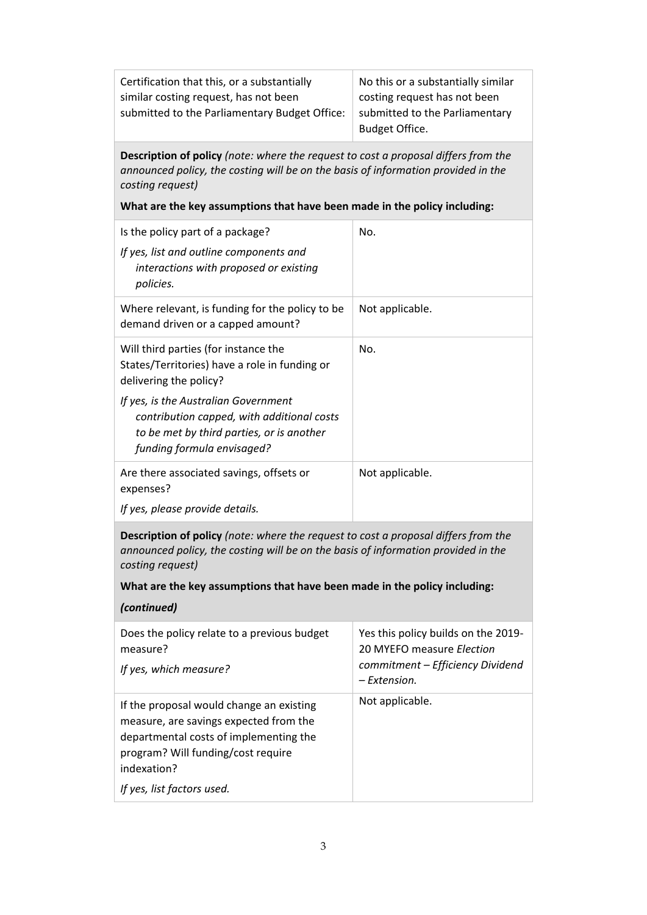| Certification that this, or a substantially similar costing request, has not been submitted to the Parliamentary Budget Office: | No this or a substantially similar costing request has not been submitted to the Parliamentary Budget Office. |
|---|---|

**Description of policy** *(note: where the request to cost a proposal differs from the announced policy, the costing will be on the basis of information provided in the costing request)*

**What are the key assumptions that have been made in the policy including:**

| | |
|---|---|
| Is the policy part of a package?<br>*If yes, list and outline components and interactions with proposed or existing policies.* | No. |
| Where relevant, is funding for the policy to be demand driven or a capped amount? | Not applicable. |
| Will third parties (for instance the States/Territories) have a role in funding or delivering the policy?<br>*If yes, is the Australian Government contribution capped, with additional costs to be met by third parties, or is another funding formula envisaged?* | No. |
| Are there associated savings, offsets or expenses?<br>*If yes, please provide details.* | Not applicable. |

**Description of policy** *(note: where the request to cost a proposal differs from the announced policy, the costing will be on the basis of information provided in the costing request)*

**What are the key assumptions that have been made in the policy including:**

***(continued)***

| | |
|---|---|
| Does the policy relate to a previous budget measure?<br>*If yes, which measure?* | Yes this policy builds on the 2019-20 MYEFO measure *Election commitment – Efficiency Dividend – Extension.* |
| If the proposal would change an existing measure, are savings expected from the departmental costs of implementing the program? Will funding/cost require indexation?<br>*If yes, list factors used.* | Not applicable. |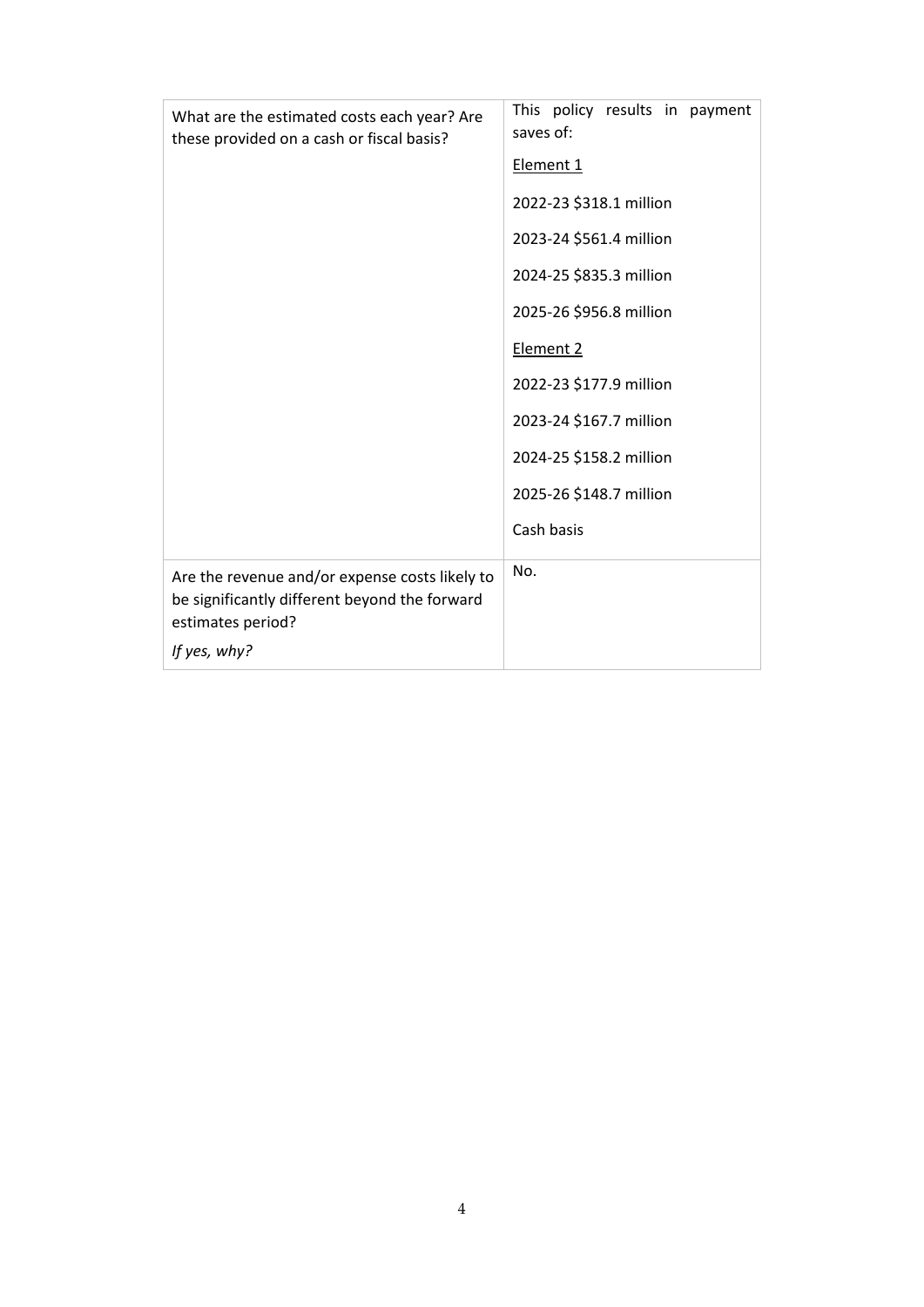| | |
|---|---|
| What are the estimated costs each year? Are these provided on a cash or fiscal basis? | This policy results in payment saves of:<br><br><u>Element 1</u><br><br>2022-23 $318.1 million<br><br>2023-24 $561.4 million<br><br>2024-25 $835.3 million<br><br>2025-26 $956.8 million<br><br><u>Element 2</u><br><br>2022-23 $177.9 million<br><br>2023-24 $167.7 million<br><br>2024-25 $158.2 million<br><br>2025-26 $148.7 million<br><br>Cash basis |
| Are the revenue and/or expense costs likely to be significantly different beyond the forward estimates period?<br><br>*If yes, why?* | No. |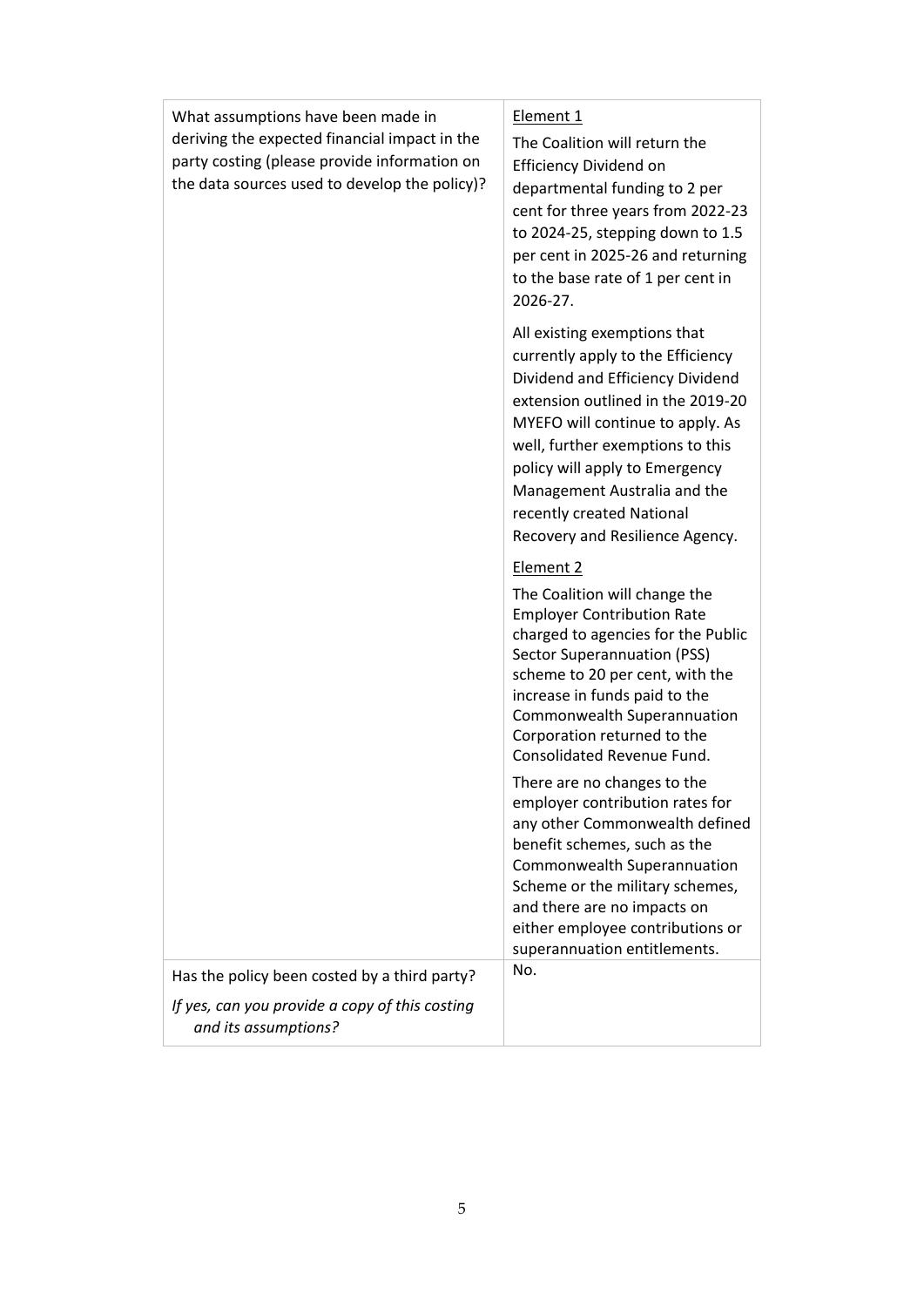| | |
|---|---|
| What assumptions have been made in deriving the expected financial impact in the party costing (please provide information on the data sources used to develop the policy)? | <u>Element 1</u><br><br>The Coalition will return the Efficiency Dividend on departmental funding to 2 per cent for three years from 2022-23 to 2024-25, stepping down to 1.5 per cent in 2025-26 and returning to the base rate of 1 per cent in 2026-27.<br><br>All existing exemptions that currently apply to the Efficiency Dividend and Efficiency Dividend extension outlined in the 2019-20 MYEFO will continue to apply. As well, further exemptions to this policy will apply to Emergency Management Australia and the recently created National Recovery and Resilience Agency.<br><br><u>Element 2</u><br><br>The Coalition will change the Employer Contribution Rate charged to agencies for the Public Sector Superannuation (PSS) scheme to 20 per cent, with the increase in funds paid to the Commonwealth Superannuation Corporation returned to the Consolidated Revenue Fund.<br><br>There are no changes to the employer contribution rates for any other Commonwealth defined benefit schemes, such as the Commonwealth Superannuation Scheme or the military schemes, and there are no impacts on either employee contributions or superannuation entitlements. |
| Has the policy been costed by a third party?<br><br>*If yes, can you provide a copy of this costing and its assumptions?* | No. |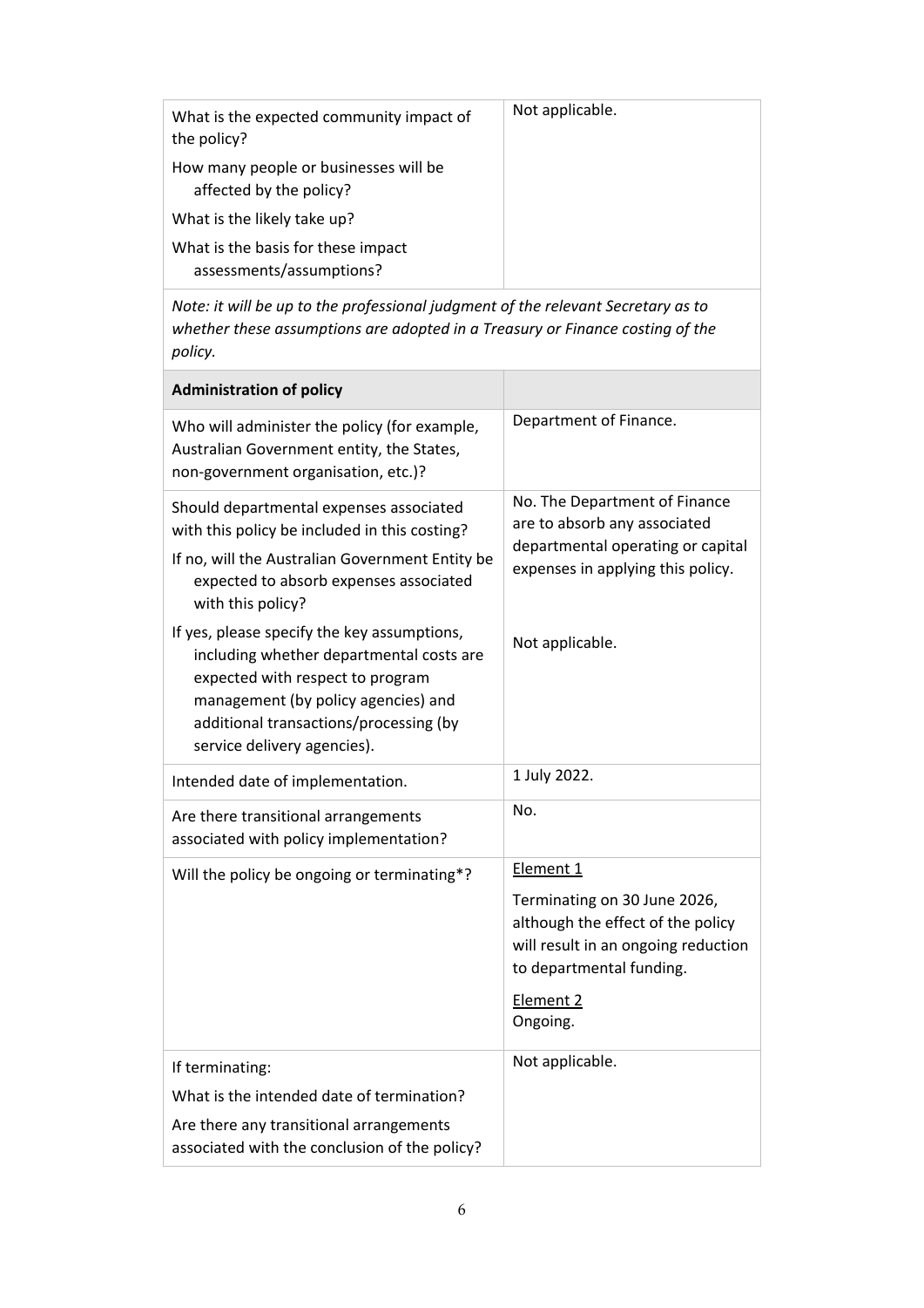| | |
|---|---|
| What is the expected community impact of the policy?<br>How many people or businesses will be affected by the policy?<br>What is the likely take up?<br>What is the basis for these impact assessments/assumptions? | Not applicable. |
| *Note: it will be up to the professional judgment of the relevant Secretary as to whether these assumptions are adopted in a Treasury or Finance costing of the policy.* | |
| **Administration of policy** | |
| Who will administer the policy (for example, Australian Government entity, the States, non-government organisation, etc.)? | Department of Finance. |
| Should departmental expenses associated with this policy be included in this costing?<br>If no, will the Australian Government Entity be expected to absorb expenses associated with this policy? | No. The Department of Finance are to absorb any associated departmental operating or capital expenses in applying this policy. |
| If yes, please specify the key assumptions, including whether departmental costs are expected with respect to program management (by policy agencies) and additional transactions/processing (by service delivery agencies). | Not applicable. |
| Intended date of implementation. | 1 July 2022. |
| Are there transitional arrangements associated with policy implementation? | No. |
| Will the policy be ongoing or terminating*? | Element 1<br>Terminating on 30 June 2026, although the effect of the policy will result in an ongoing reduction to departmental funding.<br>Element 2<br>Ongoing. |
| If terminating:<br>What is the intended date of termination?<br>Are there any transitional arrangements associated with the conclusion of the policy? | Not applicable. |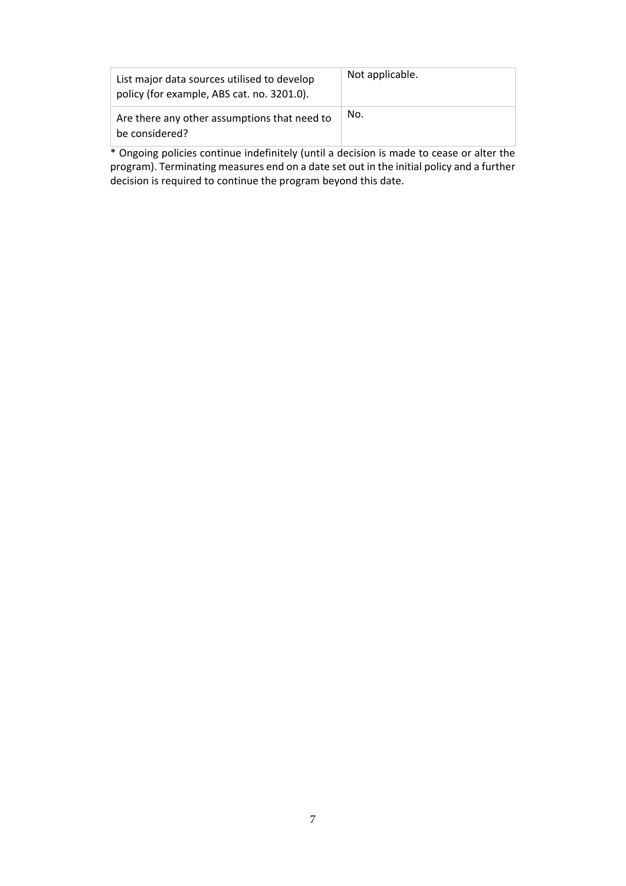| | |
|---|---|
| List major data sources utilised to develop policy (for example, ABS cat. no. 3201.0). | Not applicable. |
| Are there any other assumptions that need to be considered? | No. |

* Ongoing policies continue indefinitely (until a decision is made to cease or alter the program). Terminating measures end on a date set out in the initial policy and a further decision is required to continue the program beyond this date.